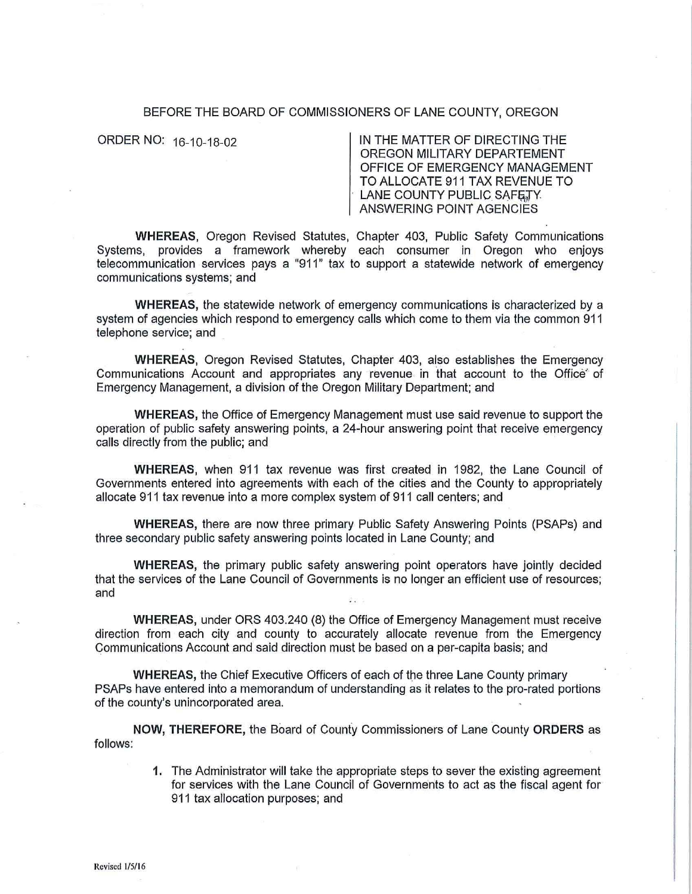BEFORE THE BOARD OF COMMISSIONERS OF LANE COUNTY, OREGON

ORDER NO: 16-10-18-02

IN THE MATTER OF DIRECTING THE OREGON MILITARY DEPARTEMENT OFFICE OF EMERGENCY MANAGEMENT TO ALLOCATE 911 TAX REVENUE TO LANE COUNTY PUBLIC SAFETY ANSWERING POINT AGENCIES

**WHEREAS**, Oregon Revised Statutes, Chapter 403, Public Safety Communications Systems, provides a framework whereby each consumer in Oregon who enjoys telecommunication services pays a "911" tax to support a statewide network of emergency communications systems; and

**WHEREAS,** the statewide network of emergency communications is characterized by a system of agencies which respond to emergency calls which come to them via the common 911 telephone service; and

**WHEREAS**, Oregon Revised Statutes, Chapter 403, also establishes the Emergency Communications Account and appropriates any revenue in that account to the Office of Emergency Management, a division of the Oregon Military Department; and

**WHEREAS,** the Office of Emergency Management must use said revenue to support the operation of public safety answering points, a 24-hour answering point that receive emergency calls directly from the public; and

**WHEREAS,** when 911 tax revenue was first created in 1982, the Lane Council of Governments entered into agreements with each of the cities and the County to appropriately allocate 911 tax revenue into a more complex system of 911 call centers; and

**WHEREAS,** there are now three primary Public Safety Answering Points (PSAPs) and three secondary public safety answering points located in Lane County; and

**WHEREAS,** the primary public safety answering point operators have jointly decided that the services of the Lane Council of Governments is no longer an efficient use of resources; and

**WHEREAS,** under ORS 403.240 (8) the Office of Emergency Management must receive direction from each city and county to accurately allocate revenue from the Emergency Communications Account and said direction must be based on a per-capita basis; and

**WHEREAS,** the Chief Executive Officers of each of the three Lane County primary PSAPs have entered into a memorandum of understanding as it relates to the pro-rated portions of the county's unincorporated area.

**NOW, THEREFORE,** the Board of County Commissioners of Lane County **ORDERS** as follows:

1. The Administrator will take the appropriate steps to sever the existing agreement for services with the Lane Council of Governments to act as the fiscal agent for 911 tax allocation purposes; and

Revised 1/5/16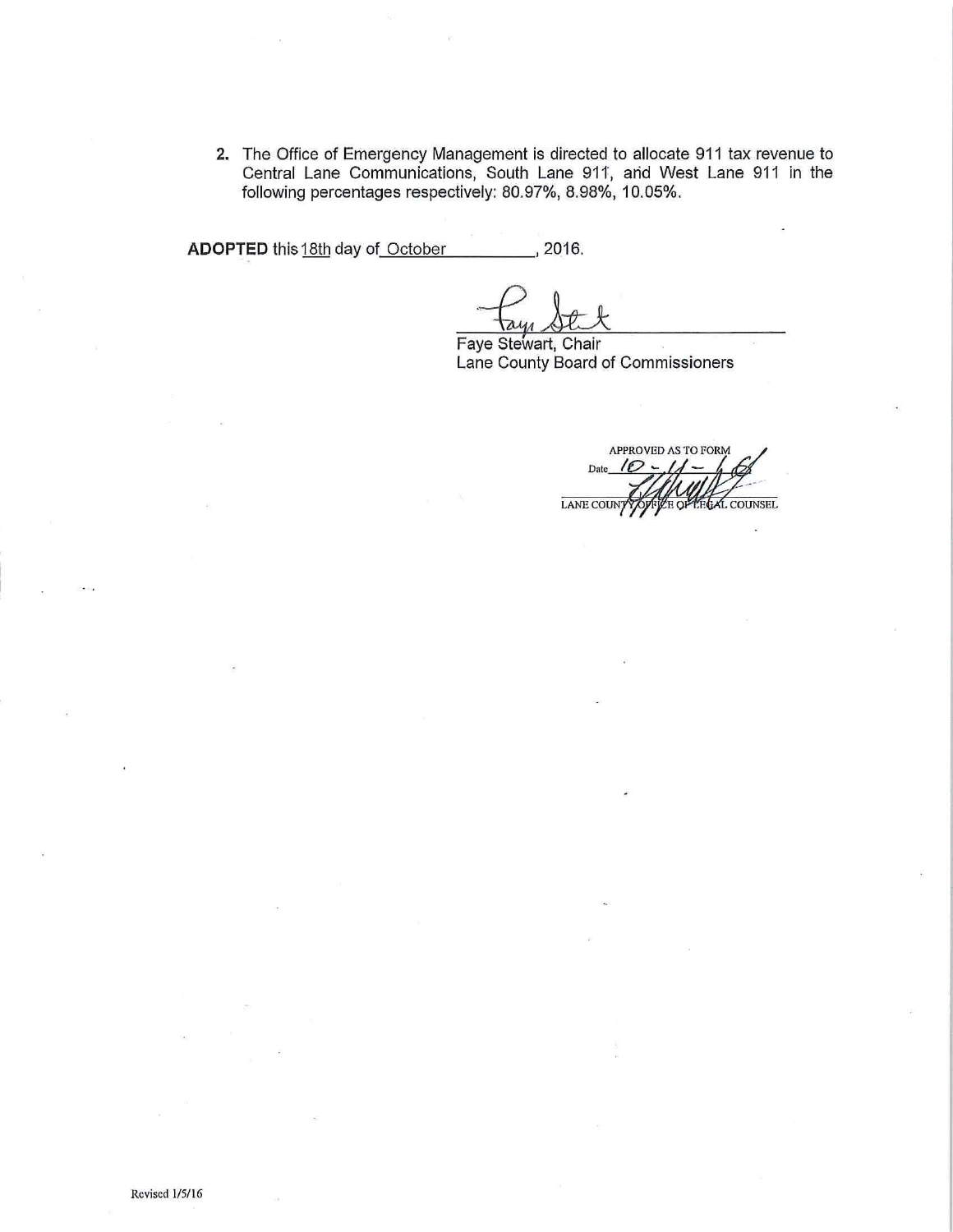2. The Office of Emergency Management is directed to allocate 911 tax revenue to Central Lane Communications, South Lane 911, and West Lane 911 in the following percentages respectively: 80.97%, 8.98%, 10.05%.

**ADOPTED** this 18th day of October, 2016.

Faye Stewart, Chair
Lane County Board of Commissioners

APPROVED AS TO FORM
Date 10-11-16
LANE COUNTY OFFICE OF LEGAL COUNSEL

Revised 1/5/16